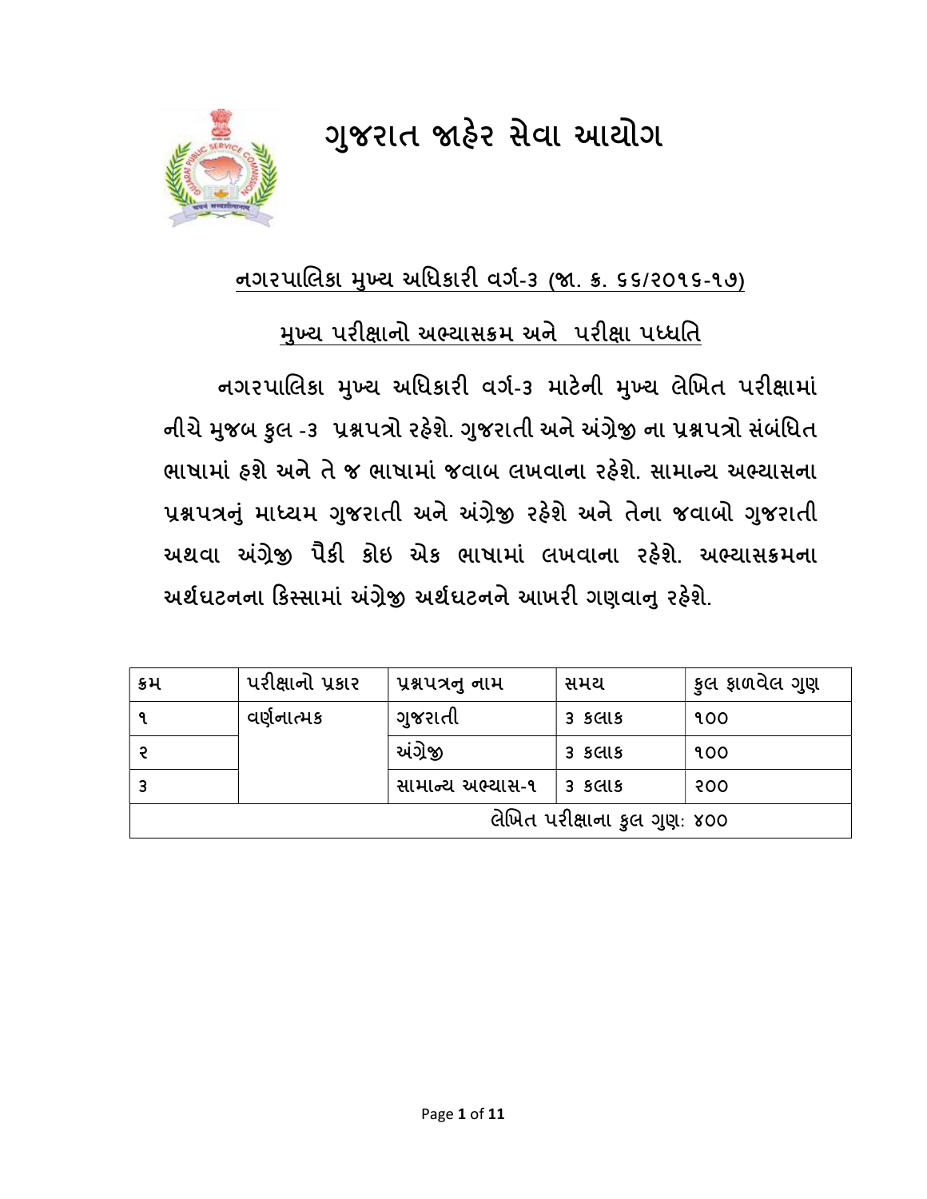# ગુજરાત જાહેર સેવા આયોગ

## <u>નગરપાલિકા મુખ્ય અધિકારી વર્ગ-૩ (જા. ક્ર. ૬૬/૨૦૧૬-૧૭)</u>

## <u>મુખ્ય પરીક્ષાનો અભ્યાસક્રમ અને પરીક્ષા પધ્ધતિ</u>

નગરપાલિકા મુખ્ય અધિકારી વર્ગ-૩ માટેની મુખ્ય લેખિત પરીક્ષામાં નીચે મુજબ કુલ -૩ પ્રશ્નપત્રો રહેશે. ગુજરાતી અને અંગ્રેજી ના પ્રશ્નપત્રો સંબંધિત ભાષામાં હશે અને તે જ ભાષામાં જવાબ લખવાના રહેશે. સામાન્ય અભ્યાસના પ્રશ્નપત્રનું માધ્યમ ગુજરાતી અને અંગ્રેજી રહેશે અને તેના જવાબો ગુજરાતી અથવા અંગ્રેજી પૈકી કોઇ એક ભાષામાં લખવાના રહેશે. અભ્યાસક્રમના અર્થઘટનના કિસ્સામાં અંગ્રેજી અર્થઘટનને આખરી ગણવાનુ રહેશે.

| ક્રમ | પરીક્ષાનો પ્રકાર | પ્રશ્નપત્રનુ નામ | સમય | કુલ ફાળવેલ ગુણ |
|---|---|---|---|---|
| ૧ | વર્ણનાત્મક | ગુજરાતી | ૩ કલાક | ૧૦૦ |
| ૨ | | અંગ્રેજી | ૩ કલાક | ૧૦૦ |
| ૩ | | સામાન્ય અભ્યાસ-૧ | ૩ કલાક | ૨૦૦ |
| | | | લેખિત પરીક્ષાના કુલ ગુણ: | ૪૦૦ |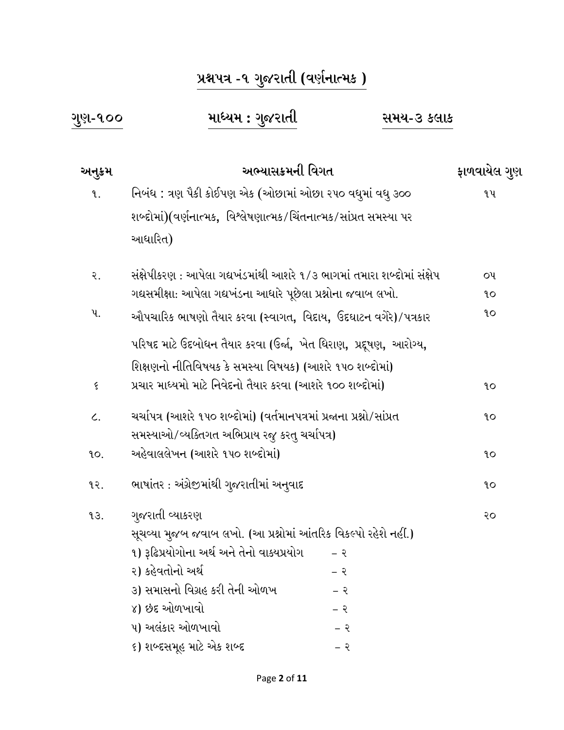# પ્રશ્નપત્ર -૧ ગુજરાતી (વર્ણનાત્મક )

**ગુણ-૧૦૦** | **માધ્યમ : ગુજરાતી** | **સમય-૩ કલાક**

| અનુક્રમ | અભ્યાસક્રમની વિગત | ફાળવાયેલ ગુણ |
|---|---|---|
| ૧. | નિબંધ : ત્રણ પૈકી કોઈપણ એક (ઓછામાં ઓછા ૨૫૦ વધુમાં વધુ ૩૦૦ શબ્દોમાં)(વર્ણનાત્મક, વિશ્લેષણાત્મક/ચિંતનાત્મક/સાંપ્રત સમસ્યા પર આધારિત) | ૧૫ |
| ૨. | સંક્ષેપીકરણ : આપેલા ગદ્યખંડમાંથી આશરે ૧/૩ ભાગમાં તમારા શબ્દોમાં સંક્ષેપ | ૦૫ |
| | ગદ્યસમીક્ષા: આપેલા ગદ્યખંડના આધારે પૂછેલા પ્રશ્નોના જવાબ લખો. | ૧૦ |
| ૫. | ઔપચારિક ભાષણો તૈયાર કરવા (સ્વાગત, વિદાય, ઉદઘાટન વગેરે)/પત્રકાર પરિષદ માટે ઉદબોધન તૈયાર કરવા (ઉર્જા, ખેત ધિરાણ, પ્રદૂષણ, આરોગ્ય, શિક્ષણનો નીતિવિષયક કે સમસ્યા વિષયક) (આશરે ૧૫૦ શબ્દોમાં) | ૧૦ |
| ૬ | પ્રચાર માધ્યમો માટે નિવેદનો તૈયાર કરવા (આશરે ૧૦૦ શબ્દોમાં) | ૧૦ |
| ૮. | ચર્ચાપત્ર (આશરે ૧૫૦ શબ્દોમાં) (વર્તમાનપત્રમાં પ્રજાના પ્રશ્નો/સાંપ્રત સમસ્યાઓ/વ્યક્તિગત અભિપ્રાય રજુ કરતુ ચર્ચાપત્ર) | ૧૦ |
| ૧૦. | અહેવાલલેખન (આશરે ૧૫૦ શબ્દોમાં) | ૧૦ |
| ૧૨. | ભાષાંતર : અંગ્રેજીમાંથી ગુજરાતીમાં અનુવાદ | ૧૦ |
| ૧૩. | ગુજરાતી વ્યાકરણ<br>સૂચવ્યા મુજબ જવાબ લખો. (આ પ્રશ્નોમાં આંતરિક વિકલ્પો રહેશે નહીં.)<br>૧) રૂઢિપ્રયોગોના અર્થ અને તેનો વાક્યપ્રયોગ – ૨<br>૨) કહેવતોનો અર્થ – ૨<br>૩) સમાસનો વિગ્રહ કરી તેની ઓળખ – ૨<br>૪) છંદ ઓળખાવો – ૨<br>૫) અલંકાર ઓળખાવો – ૨<br>૬) શબ્દસમૂહ માટે એક શબ્દ – ૨ | ૨૦ |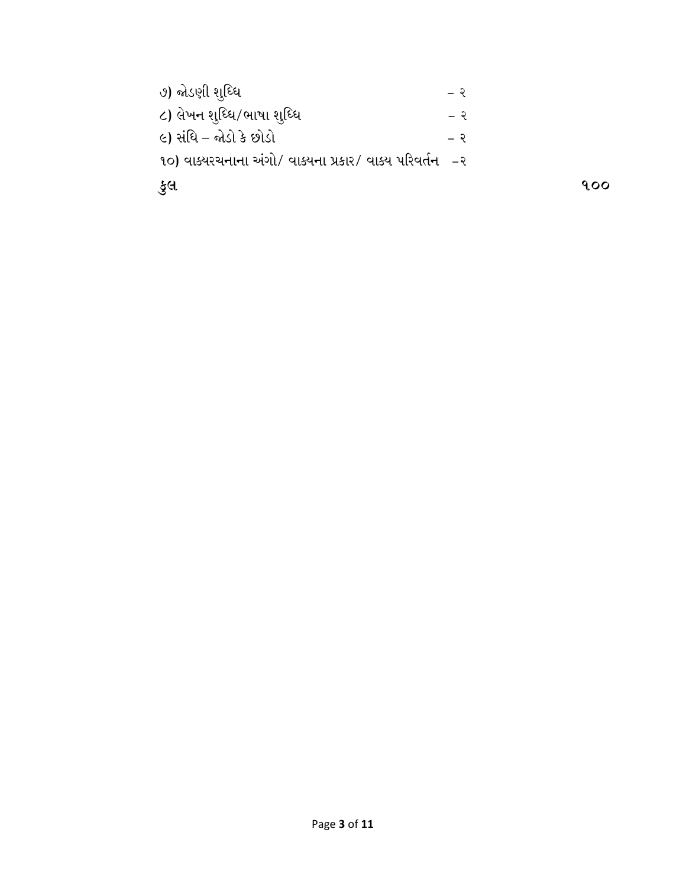૭) જોડણી શુધ્ધિ – ૨

૮) લેખન શુધ્ધિ/ભાષા શુધ્ધિ – ૨

૯) સંધિ – જોડો કે છોડો – ૨

૧૦) વાક્યરચનાના અંગો/ વાક્યના પ્રકાર/ વાક્ય પરિવર્તન –૨

**કુલ** **૧૦૦**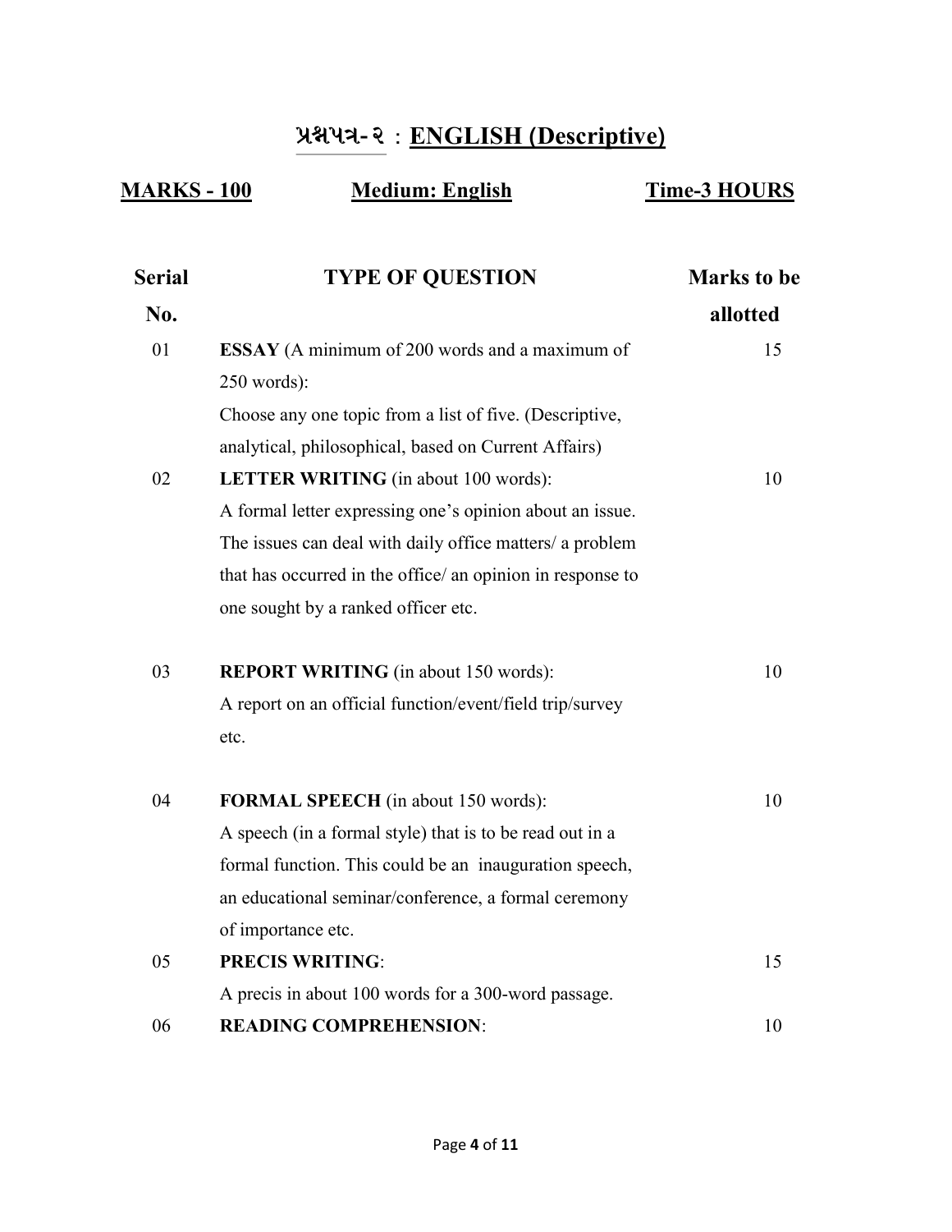# પ્રશ્નપત્ર-૨ : ENGLISH (Descriptive)

**MARKS - 100** **Medium: English** **Time-3 HOURS**

| Serial No. | TYPE OF QUESTION | Marks to be allotted |
|---|---|---|
| 01 | **ESSAY** (A minimum of 200 words and a maximum of 250 words): Choose any one topic from a list of five. (Descriptive, analytical, philosophical, based on Current Affairs) | 15 |
| 02 | **LETTER WRITING** (in about 100 words): A formal letter expressing one's opinion about an issue. The issues can deal with daily office matters/ a problem that has occurred in the office/ an opinion in response to one sought by a ranked officer etc. | 10 |
| 03 | **REPORT WRITING** (in about 150 words): A report on an official function/event/field trip/survey etc. | 10 |
| 04 | **FORMAL SPEECH** (in about 150 words): A speech (in a formal style) that is to be read out in a formal function. This could be an inauguration speech, an educational seminar/conference, a formal ceremony of importance etc. | 10 |
| 05 | **PRECIS WRITING**: A precis in about 100 words for a 300-word passage. | 15 |
| 06 | **READING COMPREHENSION**: | 10 |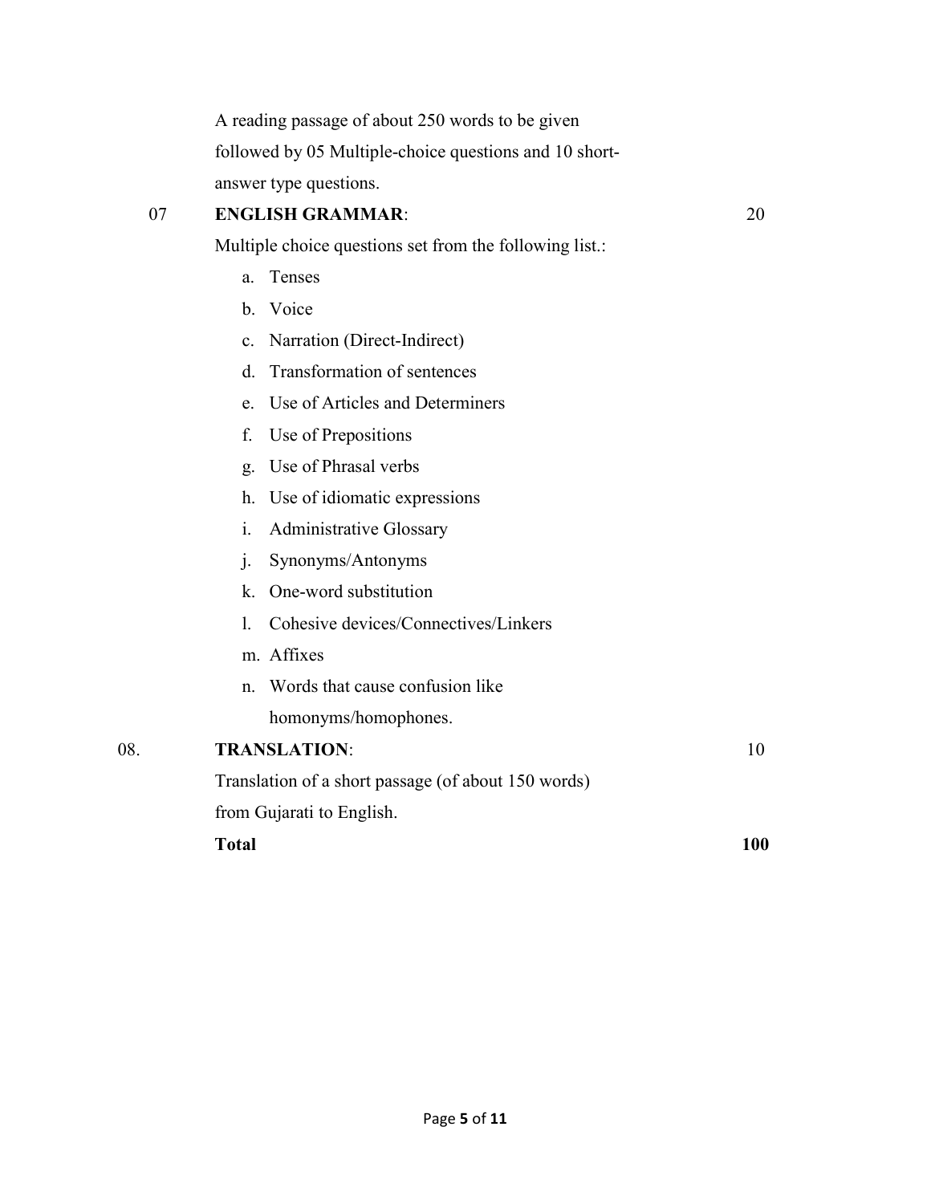A reading passage of about 250 words to be given followed by 05 Multiple-choice questions and 10 short-answer type questions.

| | | |
|---|---|---|
| 07 | **ENGLISH GRAMMAR**: | 20 |

Multiple choice questions set from the following list.:

a. Tenses
b. Voice
c. Narration (Direct-Indirect)
d. Transformation of sentences
e. Use of Articles and Determiners
f. Use of Prepositions
g. Use of Phrasal verbs
h. Use of idiomatic expressions
i. Administrative Glossary
j. Synonyms/Antonyms
k. One-word substitution
l. Cohesive devices/Connectives/Linkers
m. Affixes
n. Words that cause confusion like homonyms/homophones.

| | | |
|---|---|---|
| 08. | **TRANSLATION**: | 10 |

Translation of a short passage (of about 150 words) from Gujarati to English.

| | | |
|---|---|---|
| | **Total** | **100** |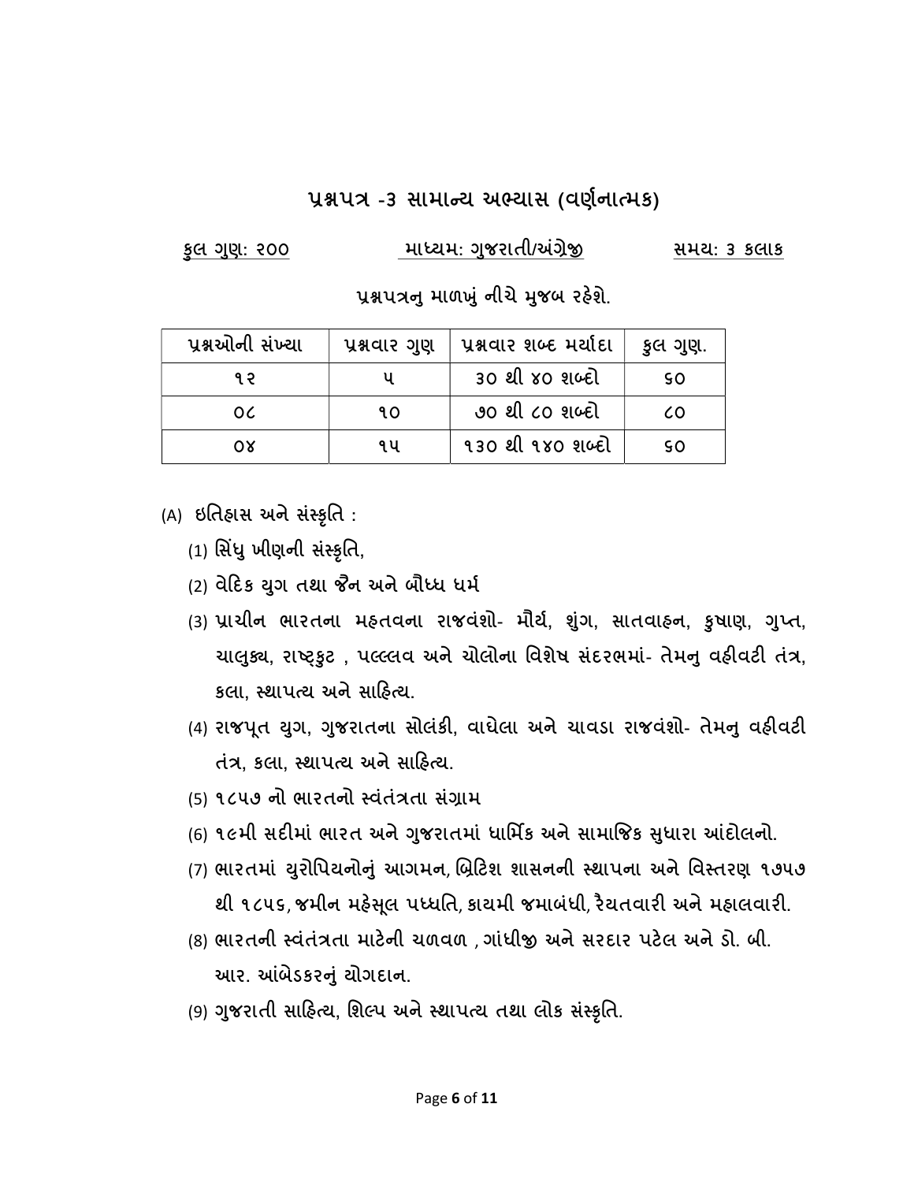## પ્રશ્નપત્ર -૩ સામાન્ય અભ્યાસ (વર્ણનાત્મક)

<u>કુલ ગુણ: ૨૦૦</u> <u>માધ્યમ: ગુજરાતી/અંગ્રેજી</u> <u>સમય: ૩ કલાક</u>

પ્રશ્નપત્રનુ માળખું નીચે મુજબ રહેશે.

| પ્રશ્નઓની સંખ્યા | પ્રશ્નવાર ગુણ | પ્રશ્નવાર શબ્દ મર્યાદા | કુલ ગુણ. |
|---|---|---|---|
| ૧૨ | ૫ | ૩૦ થી ૪૦ શબ્દો | ૬૦ |
| ૦૮ | ૧૦ | ૭૦ થી ૮૦ શબ્દો | ૮૦ |
| ૦૪ | ૧૫ | ૧૩૦ થી ૧૪૦ શબ્દો | ૬૦ |

(A) ઇતિહાસ અને સંસ્કૃતિ :

(1) સિંધુ ખીણની સંસ્કૃતિ,

(2) વેદિક યુગ તથા જૈન અને બૌધ્ધ ધર્મ

(3) પ્રાચીન ભારતના મહતવના રાજવંશો- મૌર્ય, શુંગ, સાતવાહન, કુષાણ, ગુપ્ત, ચાલુક્ય, રાષ્ટ્રકુટ , પલ્લવ અને ચોલોના વિશેષ સંદરભમાં- તેમનુ વહીવટી તંત્ર, કલા, સ્થાપત્ય અને સાહિત્ય.

(4) રાજપૂત યુગ, ગુજરાતના સોલંકી, વાઘેલા અને ચાવડા રાજવંશો- તેમનુ વહીવટી તંત્ર, કલા, સ્થાપત્ય અને સાહિત્ય.

(5) ૧૮૫૭ નો ભારતનો સ્વંતંત્રતા સંગ્રામ

(6) ૧૯મી સદીમાં ભારત અને ગુજરાતમાં ધાર્મિક અને સામાજિક સુધારા આંદોલનો.

(7) ભારતમાં યુરોપિયનોનું આગમન, બ્રિટિશ શાસનની સ્થાપના અને વિસ્તરણ ૧૭૫૭ થી ૧૮૫૬, જમીન મહેસૂલ પધ્ધતિ, કાયમી જમાબંધી, રૈયતવારી અને મહાલવારી.

(8) ભારતની સ્વંતંત્રતા માટેની ચળવળ , ગાંધીજી અને સરદાર પટેલ અને ડો. બી. આર. આંબેડકરનું યોગદાન.

(9) ગુજરાતી સાહિત્ય, શિલ્પ અને સ્થાપત્ય તથા લોક સંસ્કૃતિ.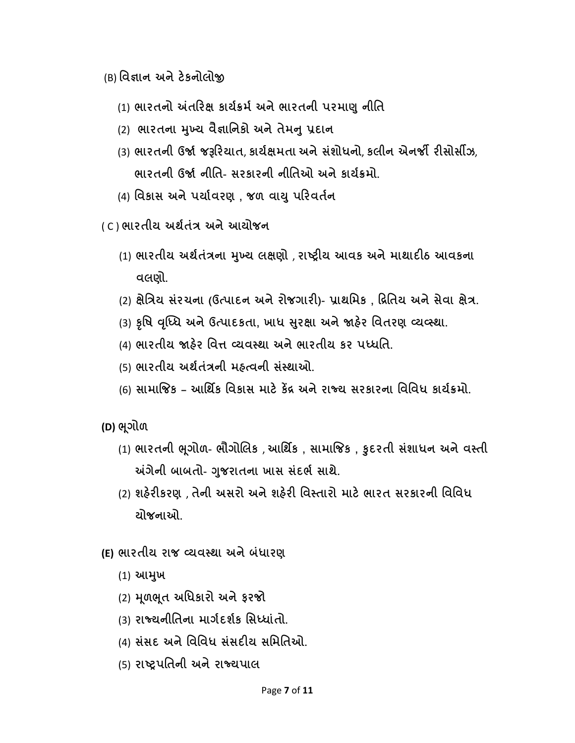(B) વિજ્ઞાન અને ટેકનોલોજી

(1) ભારતનો અંતરિક્ષ કાર્યક્રમ અને ભારતની પરમાણુ નીતિ

(2) ભારતના મુખ્ય વૈજ્ઞાનિકો અને તેમનુ પ્રદાન

(3) ભારતની ઉર્જા જરૂરિયાત, કાર્યક્ષમતા અને સંશોધનો, કલીન એનર્જી રીસોર્સીઝ, ભારતની ઉર્જા નીતિ- સરકારની નીતિઓ અને કાર્યક્રમો.

(4) વિકાસ અને પર્યાવરણ , જળ વાયુ પરિવર્તન

( C ) ભારતીય અર્થતંત્ર અને આયોજન

(1) ભારતીય અર્થતંત્રના મુખ્ય લક્ષણો , રાષ્ટ્રીય આવક અને માથાદીઠ આવકના વલણો.

(2) ક્ષેત્રિય સંરચના (ઉત્પાદન અને રોજગારી)- પ્રાથમિક , દ્રિતિય અને સેવા ક્ષેત્ર.

(3) કૃષિ વૃધ્ધિ અને ઉત્પાદકતા, ખાધ સુરક્ષા અને જાહેર વિતરણ વ્યવસ્થા.

(4) ભારતીય જાહેર વિત્ત વ્યવસ્થા અને ભારતીય કર પધ્ધતિ.

(5) ભારતીય અર્થતંત્રની મહત્વની સંસ્થાઓ.

(6) સામાજિક – આર્થિક વિકાસ માટે કેંદ્ર અને રાજ્ય સરકારના વિવિધ કાર્યક્રમો.

**(D)** ભૂગોળ

(1) ભારતની ભૂગોળ- ભૌગોલિક , આર્થિક , સામાજિક , કુદરતી સંશાધન અને વસ્તી અંગેની બાબતો- ગુજરાતના ખાસ સંદર્ભ સાથે.

(2) શહેરીકરણ , તેની અસરો અને શહેરી વિસ્તારો માટે ભારત સરકારની વિવિધ યોજનાઓ.

**(E)** ભારતીય રાજ વ્યવસ્થા અને બંધારણ

(1) આમુખ

(2) મૂળભૂત અધિકારો અને ફરજો

(3) રાજ્યનીતિના માર્ગદર્શક સિધ્ધાંતો.

(4) સંસદ અને વિવિધ સંસદીય સમિતિઓ.

(5) રાષ્ટ્રપતિની અને રાજ્યપાલ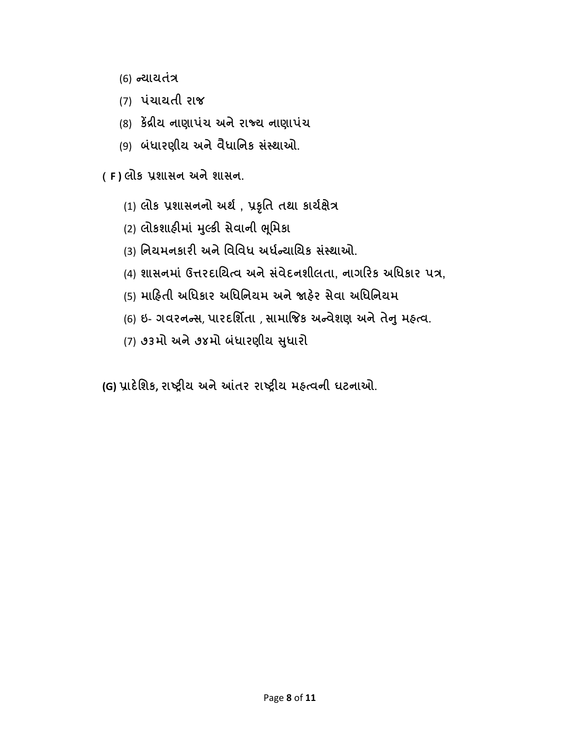(6) ન્યાયતંત્ર

(7) પંચાયતી રાજ

(8) કેંદ્રીય નાણાપંચ અને રાજ્ય નાણાપંચ

(9) બંધારણીય અને વૈધાનિક સંસ્થાઓ.

**( F ) લોક પ્રશાસન અને શાસન.**

(1) લોક પ્રશાસનનો અર્થ , પ્રકૃતિ તથા કાર્યક્ષેત્ર

(2) લોકશાહીમાં મુલ્કી સેવાની ભૂમિકા

(3) નિયમનકારી અને વિવિધ અર્ધન્યાયિક સંસ્થાઓ.

(4) શાસનમાં ઉત્તરદાયિત્વ અને સંવેદનશીલતા, નાગરિક અધિકાર પત્ર,

(5) માહિતી અધિકાર અધિનિયમ અને જાહેર સેવા અધિનિયમ

(6) ઇ- ગવરનન્સ, પારદર્શિતા , સામાજિક અન્વેશણ અને તેનુ મહત્વ.

(7) ૭૩મો અને ૭૪મો બંધારણીય સુધારો

**(G) પ્રાદેશિક, રાષ્ટ્રીય અને આંતર રાષ્ટ્રીય મહત્વની ઘટનાઓ.**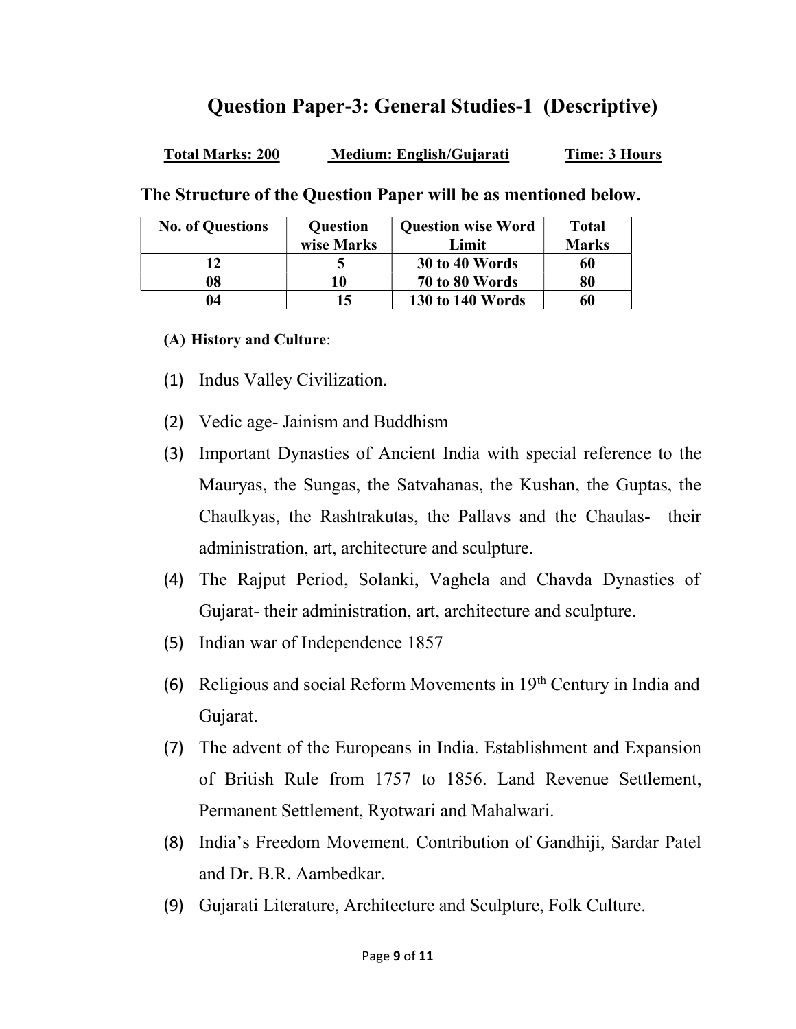## Question Paper-3: General Studies-1 (Descriptive)

**Total Marks: 200** **Medium: English/Gujarati** **Time: 3 Hours**

### The Structure of the Question Paper will be as mentioned below.

| No. of Questions | Question wise Marks | Question wise Word Limit | Total Marks |
|---|---|---|---|
| 12 | 5 | 30 to 40 Words | 60 |
| 08 | 10 | 70 to 80 Words | 80 |
| 04 | 15 | 130 to 140 Words | 60 |

**(A) History and Culture**:

(1) Indus Valley Civilization.

(2) Vedic age- Jainism and Buddhism

(3) Important Dynasties of Ancient India with special reference to the Mauryas, the Sungas, the Satvahanas, the Kushan, the Guptas, the Chaulkyas, the Rashtrakutas, the Pallavs and the Chaulas- their administration, art, architecture and sculpture.

(4) The Rajput Period, Solanki, Vaghela and Chavda Dynasties of Gujarat- their administration, art, architecture and sculpture.

(5) Indian war of Independence 1857

(6) Religious and social Reform Movements in 19th Century in India and Gujarat.

(7) The advent of the Europeans in India. Establishment and Expansion of British Rule from 1757 to 1856. Land Revenue Settlement, Permanent Settlement, Ryotwari and Mahalwari.

(8) India's Freedom Movement. Contribution of Gandhiji, Sardar Patel and Dr. B.R. Aambedkar.

(9) Gujarati Literature, Architecture and Sculpture, Folk Culture.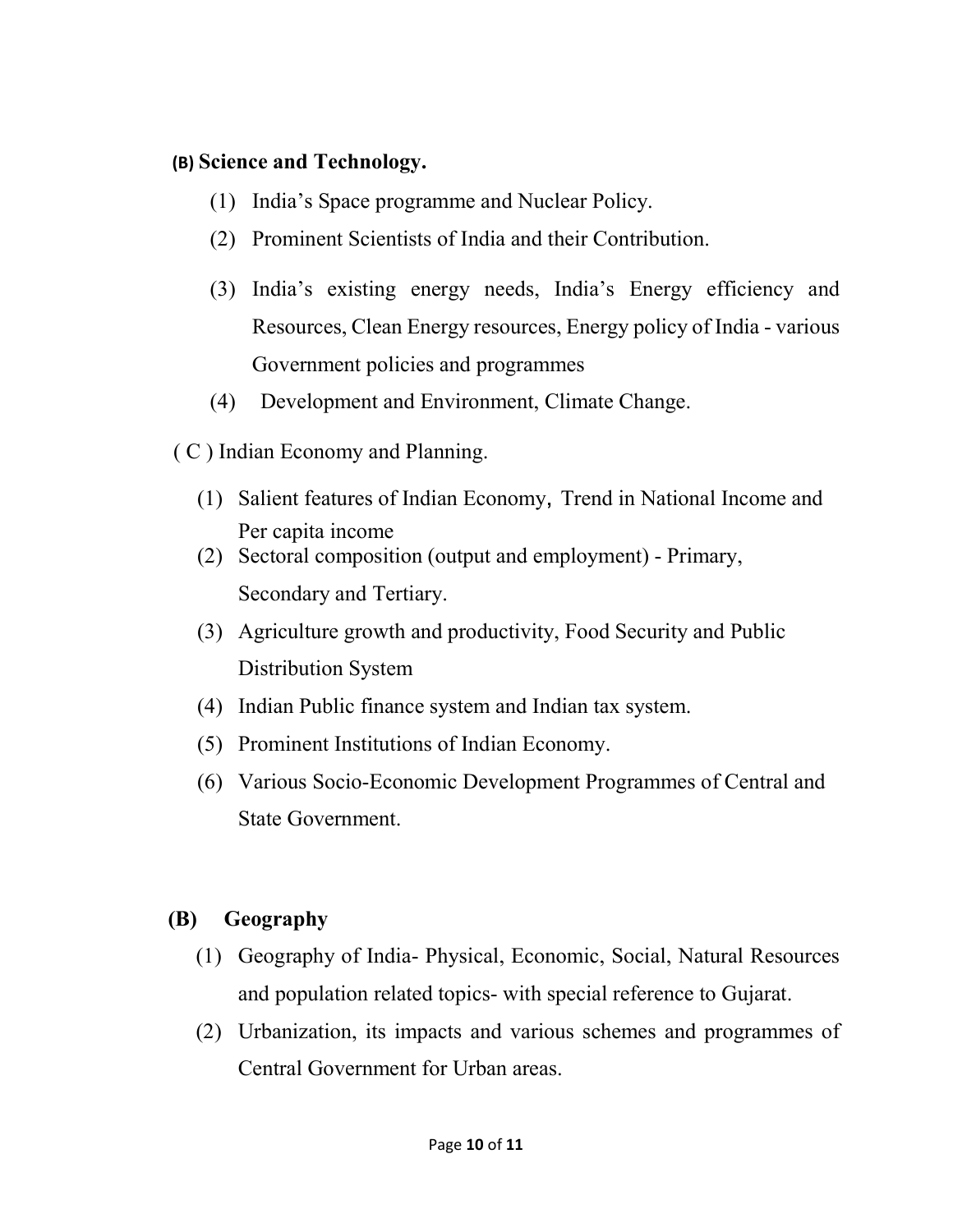**(B) Science and Technology.**

(1) India's Space programme and Nuclear Policy.

(2) Prominent Scientists of India and their Contribution.

(3) India's existing energy needs, India's Energy efficiency and Resources, Clean Energy resources, Energy policy of India - various Government policies and programmes

(4) Development and Environment, Climate Change.

( C ) Indian Economy and Planning.

(1) Salient features of Indian Economy, Trend in National Income and Per capita income

(2) Sectoral composition (output and employment) - Primary, Secondary and Tertiary.

(3) Agriculture growth and productivity, Food Security and Public Distribution System

(4) Indian Public finance system and Indian tax system.

(5) Prominent Institutions of Indian Economy.

(6) Various Socio-Economic Development Programmes of Central and State Government.

**(B) Geography**

(1) Geography of India- Physical, Economic, Social, Natural Resources and population related topics- with special reference to Gujarat.

(2) Urbanization, its impacts and various schemes and programmes of Central Government for Urban areas.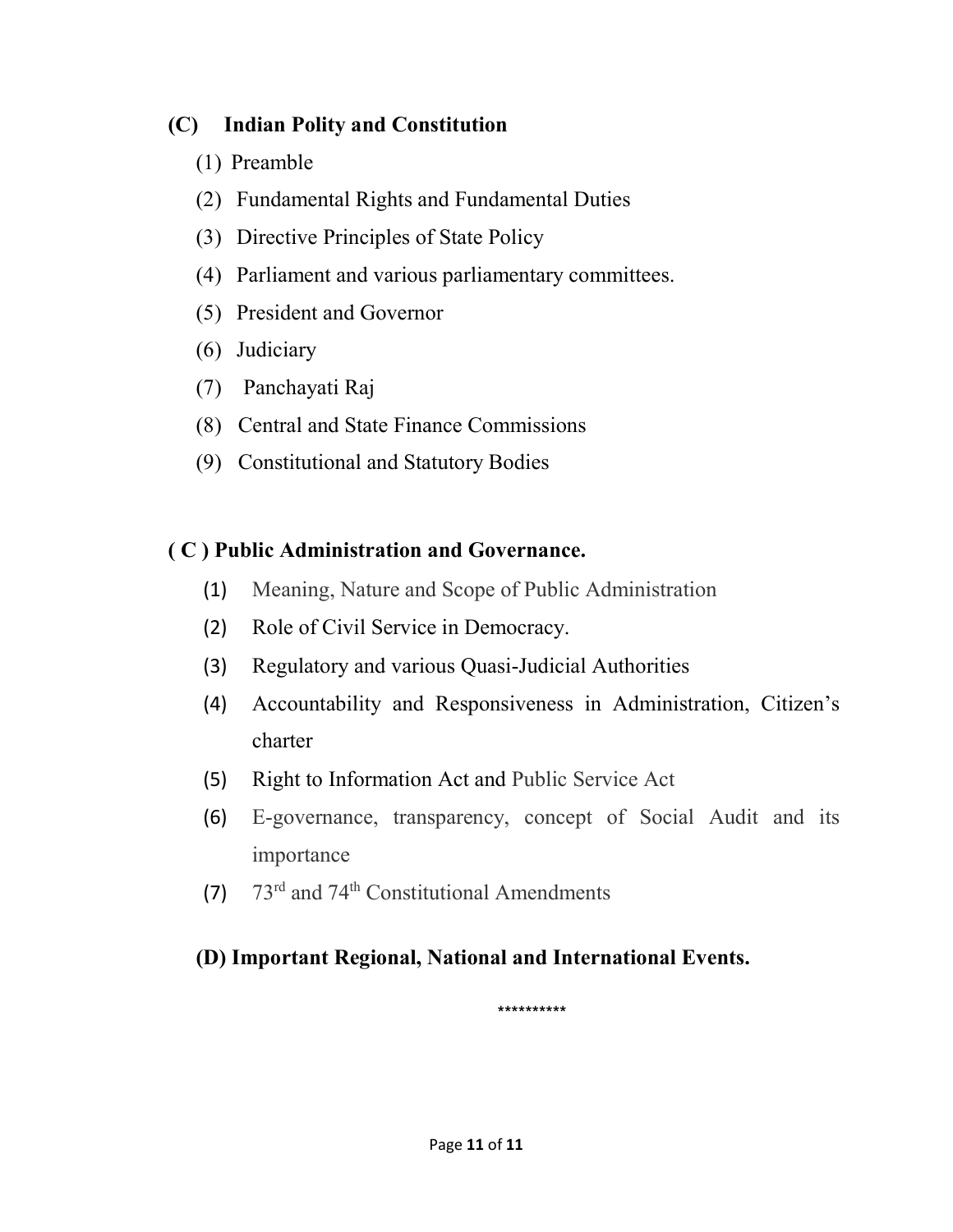### (C) Indian Polity and Constitution

1. Preamble
2. Fundamental Rights and Fundamental Duties
3. Directive Principles of State Policy
4. Parliament and various parliamentary committees.
5. President and Governor
6. Judiciary
7. Panchayati Raj
8. Central and State Finance Commissions
9. Constitutional and Statutory Bodies

### ( C ) Public Administration and Governance.

1. Meaning, Nature and Scope of Public Administration
2. Role of Civil Service in Democracy.
3. Regulatory and various Quasi-Judicial Authorities
4. Accountability and Responsiveness in Administration, Citizen's charter
5. Right to Information Act and Public Service Act
6. E-governance, transparency, concept of Social Audit and its importance
7. 73rd and 74th Constitutional Amendments

### (D) Important Regional, National and International Events.

**********